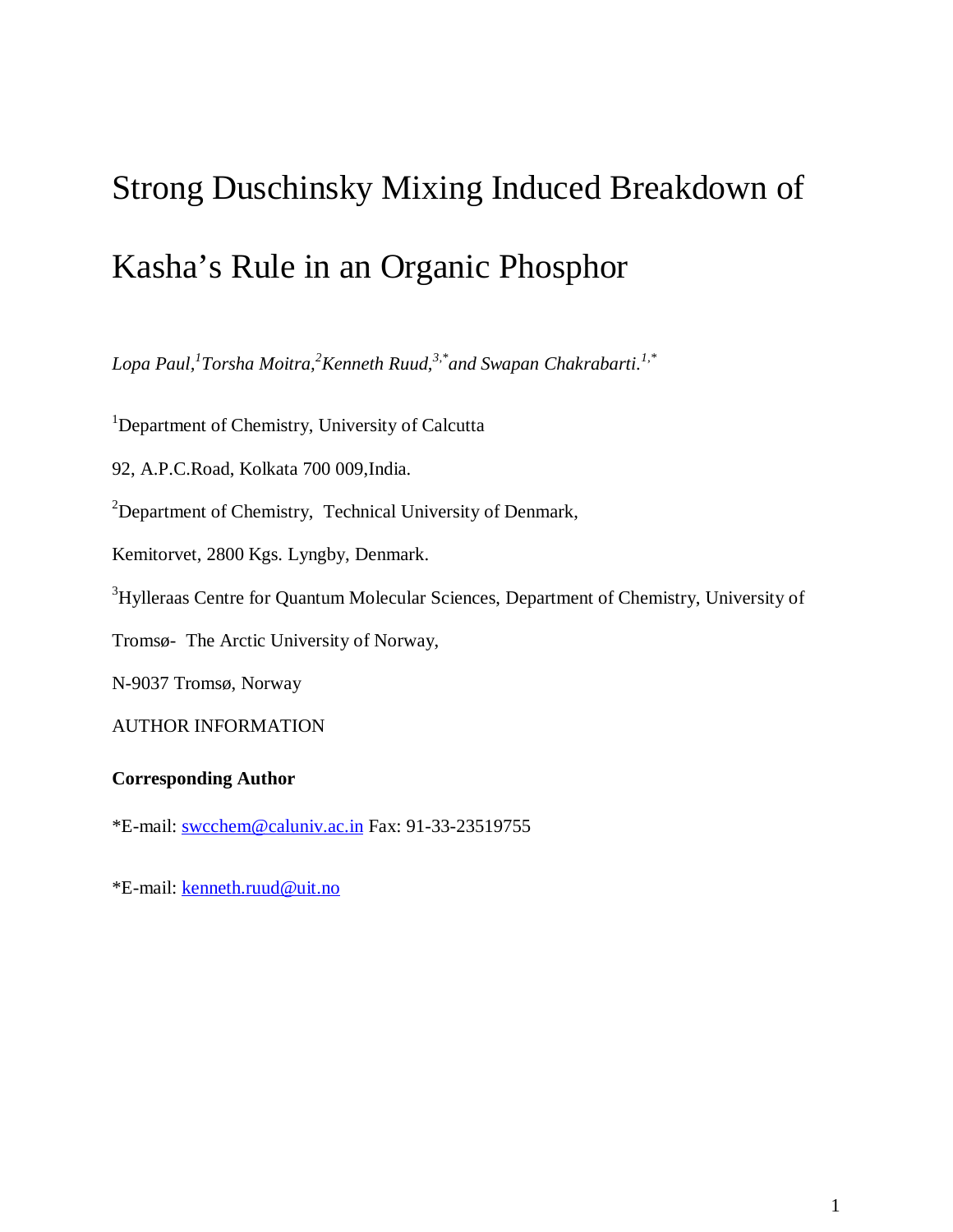# Strong Duschinsky Mixing Induced Breakdown of Kasha's Rule in an Organic Phosphor

*Lopa Paul,[1] Torsha Moitra,[2] Kenneth Ruud,[3,*] and Swapan Chakrabarti.[1,*]*

[1]Department of Chemistry, University of Calcutta

92, A.P.C.Road, Kolkata 700 009,India.

[2]Department of Chemistry, Technical University of Denmark,

Kemitorvet, 2800 Kgs. Lyngby, Denmark.

[3]Hylleraas Centre for Quantum Molecular Sciences, Department of Chemistry, University of Tromsø- The Arctic University of Norway,

N-9037 Tromsø, Norway

AUTHOR INFORMATION

**Corresponding Author**

*E-mail: swcchem@caluniv.ac.in Fax: 91-33-23519755

*E-mail: kenneth.ruud@uit.no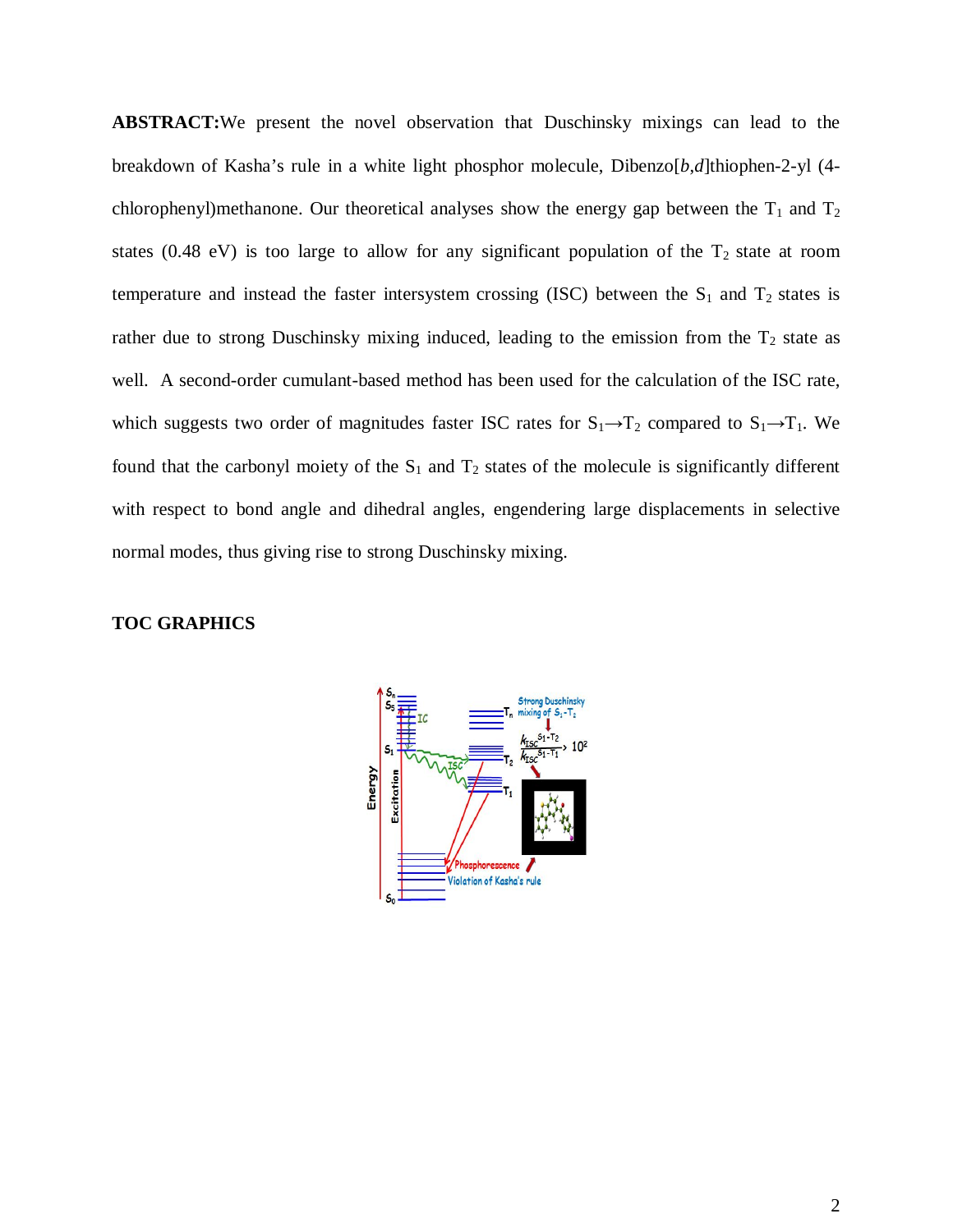**ABSTRACT:** We present the novel observation that Duschinsky mixings can lead to the breakdown of Kasha's rule in a white light phosphor molecule, Dibenzo[*b*,*d*]thiophen-2-yl (4-chlorophenyl)methanone. Our theoretical analyses show the energy gap between the $T_1$ and $T_2$ states (0.48 eV) is too large to allow for any significant population of the $T_2$ state at room temperature and instead the faster intersystem crossing (ISC) between the $S_1$ and $T_2$ states is rather due to strong Duschinsky mixing induced, leading to the emission from the $T_2$ state as well. A second-order cumulant-based method has been used for the calculation of the ISC rate, which suggests two order of magnitudes faster ISC rates for $S_1 \rightarrow T_2$ compared to $S_1 \rightarrow T_1$. We found that the carbonyl moiety of the $S_1$ and $T_2$ states of the molecule is significantly different with respect to bond angle and dihedral angles, engendering large displacements in selective normal modes, thus giving rise to strong Duschinsky mixing.

**TOC GRAPHICS**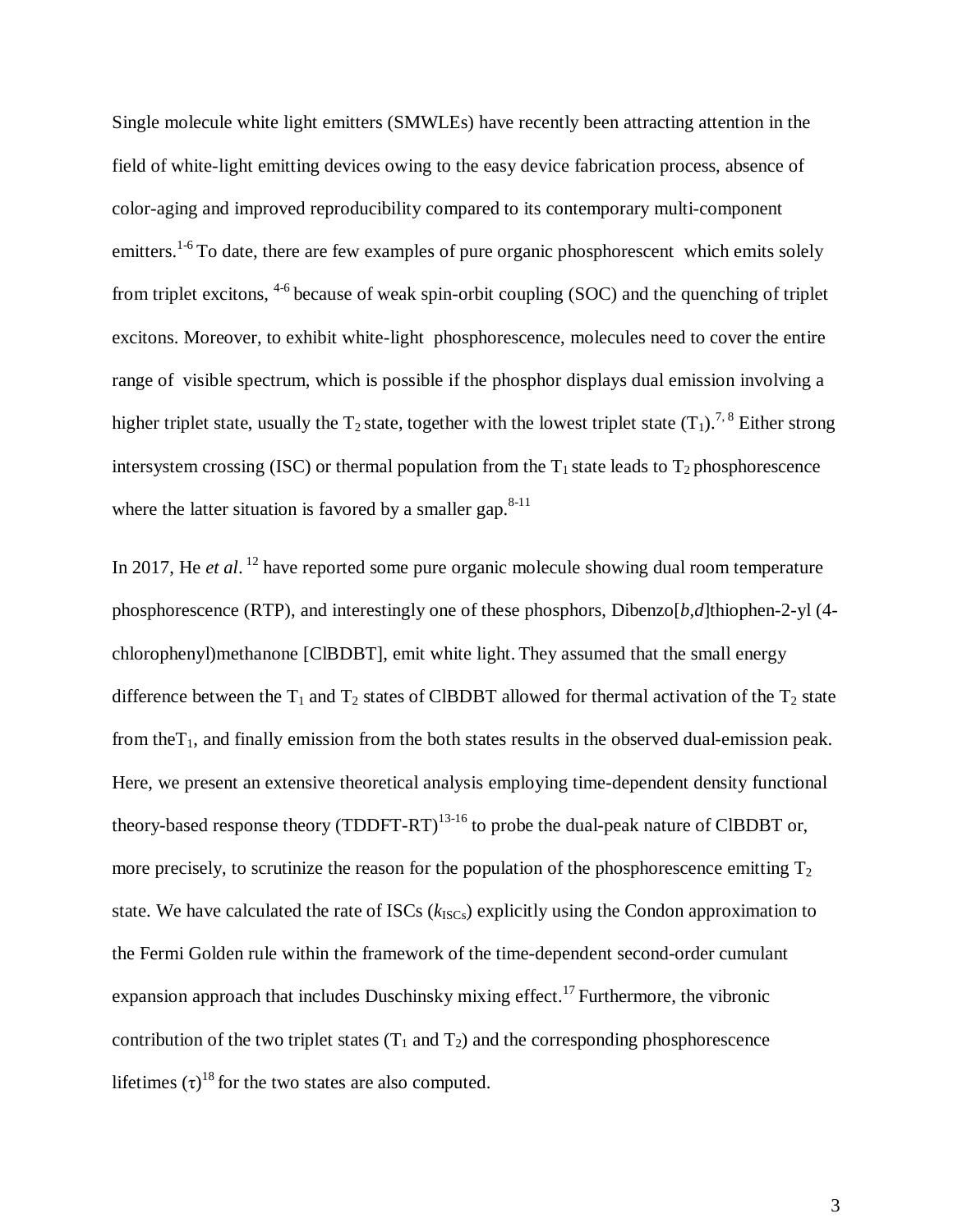Single molecule white light emitters (SMWLEs) have recently been attracting attention in the field of white-light emitting devices owing to the easy device fabrication process, absence of color-aging and improved reproducibility compared to its contemporary multi-component emitters.[1-6] To date, there are few examples of pure organic phosphorescent which emits solely from triplet excitons, [4-6] because of weak spin-orbit coupling (SOC) and the quenching of triplet excitons. Moreover, to exhibit white-light phosphorescence, molecules need to cover the entire range of visible spectrum, which is possible if the phosphor displays dual emission involving a higher triplet state, usually the $T_2$ state, together with the lowest triplet state ($T_1$).[7, 8] Either strong intersystem crossing (ISC) or thermal population from the $T_1$ state leads to $T_2$ phosphorescence where the latter situation is favored by a smaller gap.[8-11]

In 2017, He *et al*. [12] have reported some pure organic molecule showing dual room temperature phosphorescence (RTP), and interestingly one of these phosphors, Dibenzo[*b*,*d*]thiophen-2-yl (4-chlorophenyl)methanone [ClBDBT], emit white light. They assumed that the small energy difference between the $T_1$ and $T_2$ states of ClBDBT allowed for thermal activation of the $T_2$ state from the$T_1$, and finally emission from the both states results in the observed dual-emission peak. Here, we present an extensive theoretical analysis employing time-dependent density functional theory-based response theory (TDDFT-RT)[13-16] to probe the dual-peak nature of ClBDBT or, more precisely, to scrutinize the reason for the population of the phosphorescence emitting $T_2$ state. We have calculated the rate of ISCs ($k_{ISCs}$) explicitly using the Condon approximation to the Fermi Golden rule within the framework of the time-dependent second-order cumulant expansion approach that includes Duschinsky mixing effect.[17] Furthermore, the vibronic contribution of the two triplet states ($T_1$ and $T_2$) and the corresponding phosphorescence lifetimes ($\tau$)[18] for the two states are also computed.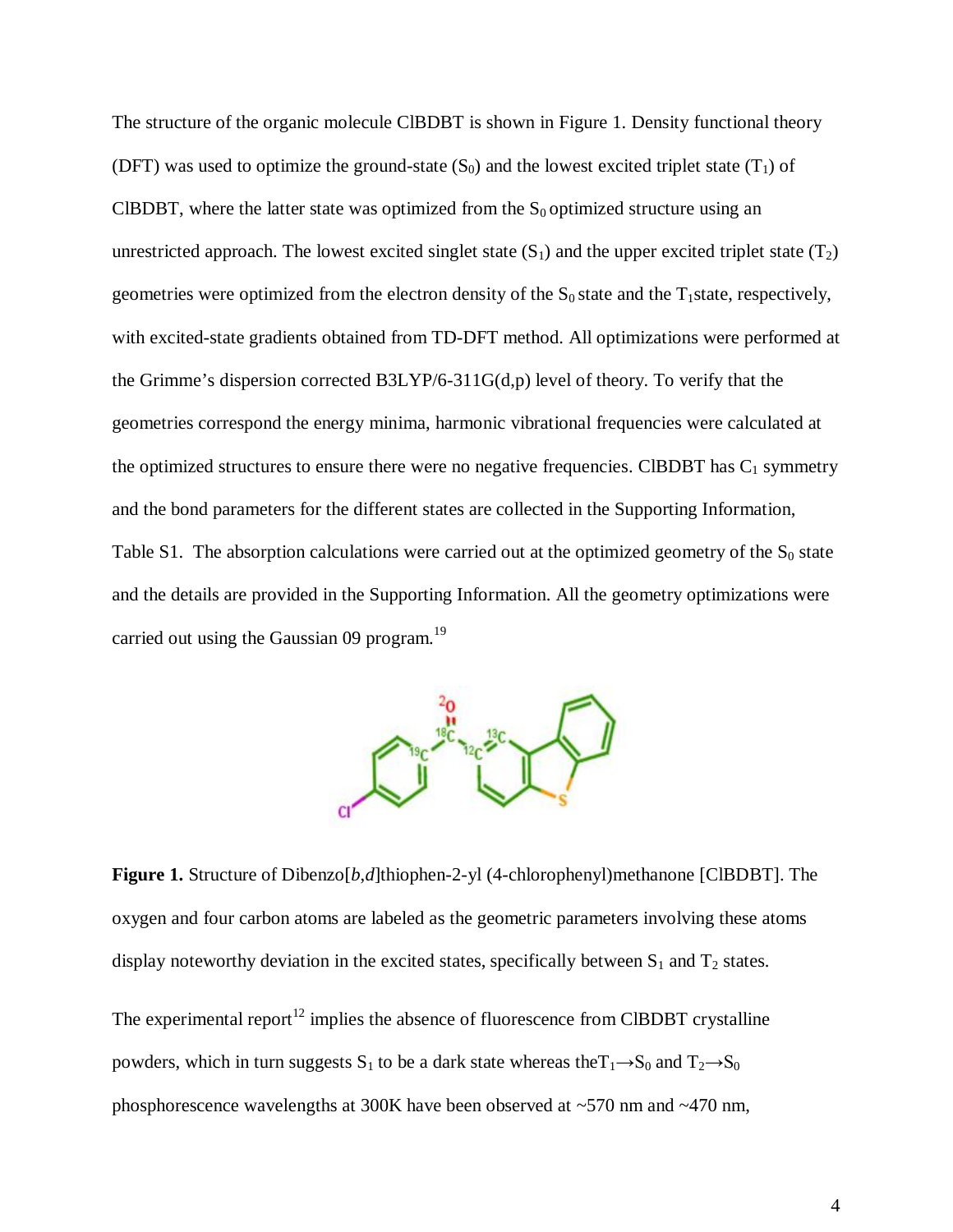The structure of the organic molecule ClBDBT is shown in Figure 1. Density functional theory (DFT) was used to optimize the ground-state ($S_0$) and the lowest excited triplet state ($T_1$) of ClBDBT, where the latter state was optimized from the $S_0$ optimized structure using an unrestricted approach. The lowest excited singlet state ($S_1$) and the upper excited triplet state ($T_2$) geometries were optimized from the electron density of the $S_0$ state and the $T_1$state, respectively, with excited-state gradients obtained from TD-DFT method. All optimizations were performed at the Grimme's dispersion corrected B3LYP/6-311G(d,p) level of theory. To verify that the geometries correspond the energy minima, harmonic vibrational frequencies were calculated at the optimized structures to ensure there were no negative frequencies. ClBDBT has $C_1$ symmetry and the bond parameters for the different states are collected in the Supporting Information, Table S1. The absorption calculations were carried out at the optimized geometry of the $S_0$ state and the details are provided in the Supporting Information. All the geometry optimizations were carried out using the Gaussian 09 program.[19]

**Figure 1.** Structure of Dibenzo[*b*,*d*]thiophen-2-yl (4-chlorophenyl)methanone [ClBDBT]. The oxygen and four carbon atoms are labeled as the geometric parameters involving these atoms display noteworthy deviation in the excited states, specifically between $S_1$ and $T_2$ states.

The experimental report[12] implies the absence of fluorescence from ClBDBT crystalline powders, which in turn suggests $S_1$ to be a dark state whereas the$T_1 \rightarrow S_0$ and $T_2 \rightarrow S_0$ phosphorescence wavelengths at 300K have been observed at ~570 nm and ~470 nm,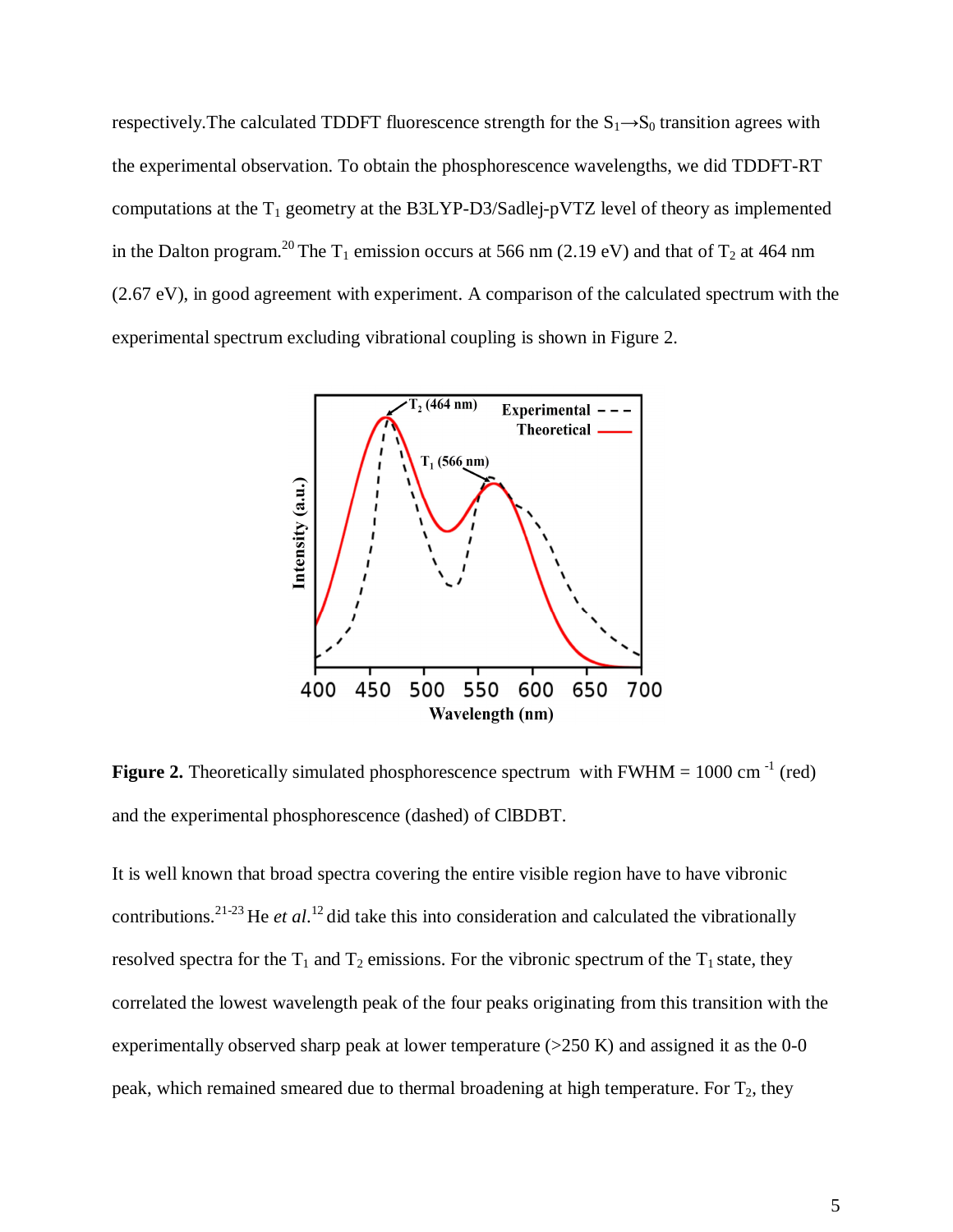respectively.The calculated TDDFT fluorescence strength for the $S_1 \rightarrow S_0$ transition agrees with the experimental observation. To obtain the phosphorescence wavelengths, we did TDDFT-RT computations at the $T_1$ geometry at the B3LYP-D3/Sadlej-pVTZ level of theory as implemented in the Dalton program.[20] The $T_1$ emission occurs at 566 nm (2.19 eV) and that of $T_2$ at 464 nm (2.67 eV), in good agreement with experiment. A comparison of the calculated spectrum with the experimental spectrum excluding vibrational coupling is shown in Figure 2.

**Figure 2.** Theoretically simulated phosphorescence spectrum with FWHM = 1000 cm $^{-1}$ (red) and the experimental phosphorescence (dashed) of ClBDBT.

It is well known that broad spectra covering the entire visible region have to have vibronic contributions.[21-23] He *et al.*[12] did take this into consideration and calculated the vibrationally resolved spectra for the $T_1$ and $T_2$ emissions. For the vibronic spectrum of the $T_1$ state, they correlated the lowest wavelength peak of the four peaks originating from this transition with the experimentally observed sharp peak at lower temperature (>250 K) and assigned it as the 0-0 peak, which remained smeared due to thermal broadening at high temperature. For $T_2$, they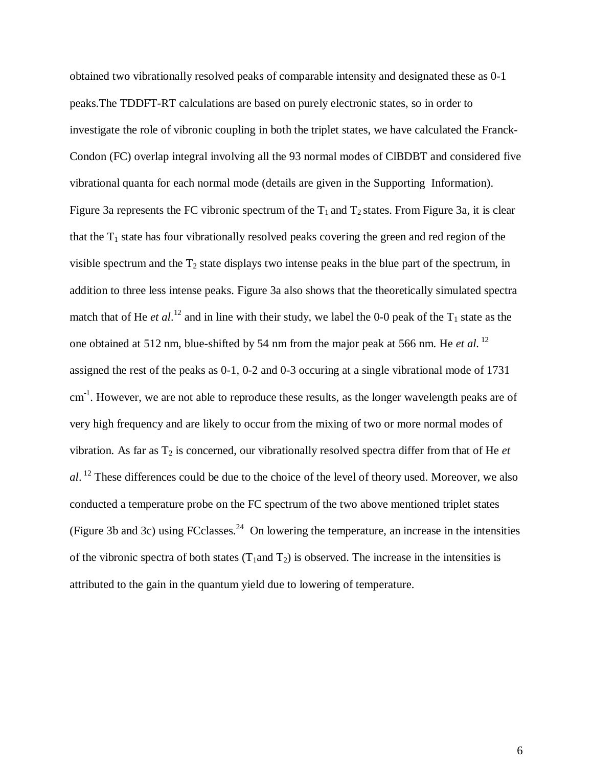obtained two vibrationally resolved peaks of comparable intensity and designated these as 0-1 peaks.The TDDFT-RT calculations are based on purely electronic states, so in order to investigate the role of vibronic coupling in both the triplet states, we have calculated the Franck-Condon (FC) overlap integral involving all the 93 normal modes of ClBDBT and considered five vibrational quanta for each normal mode (details are given in the Supporting Information). Figure 3a represents the FC vibronic spectrum of the $T_1$ and $T_2$ states. From Figure 3a, it is clear that the $T_1$ state has four vibrationally resolved peaks covering the green and red region of the visible spectrum and the $T_2$ state displays two intense peaks in the blue part of the spectrum, in addition to three less intense peaks. Figure 3a also shows that the theoretically simulated spectra match that of He *et al.*[12] and in line with their study, we label the 0-0 peak of the $T_1$ state as the one obtained at 512 nm, blue-shifted by 54 nm from the major peak at 566 nm. He *et al.*[12] assigned the rest of the peaks as 0-1, 0-2 and 0-3 occuring at a single vibrational mode of 1731 $cm^{-1}$. However, we are not able to reproduce these results, as the longer wavelength peaks are of very high frequency and are likely to occur from the mixing of two or more normal modes of vibration. As far as $T_2$ is concerned, our vibrationally resolved spectra differ from that of He *et al*.[12] These differences could be due to the choice of the level of theory used. Moreover, we also conducted a temperature probe on the FC spectrum of the two above mentioned triplet states (Figure 3b and 3c) using FCclasses.[24] On lowering the temperature, an increase in the intensities of the vibronic spectra of both states ($T_1$and $T_2$) is observed. The increase in the intensities is attributed to the gain in the quantum yield due to lowering of temperature.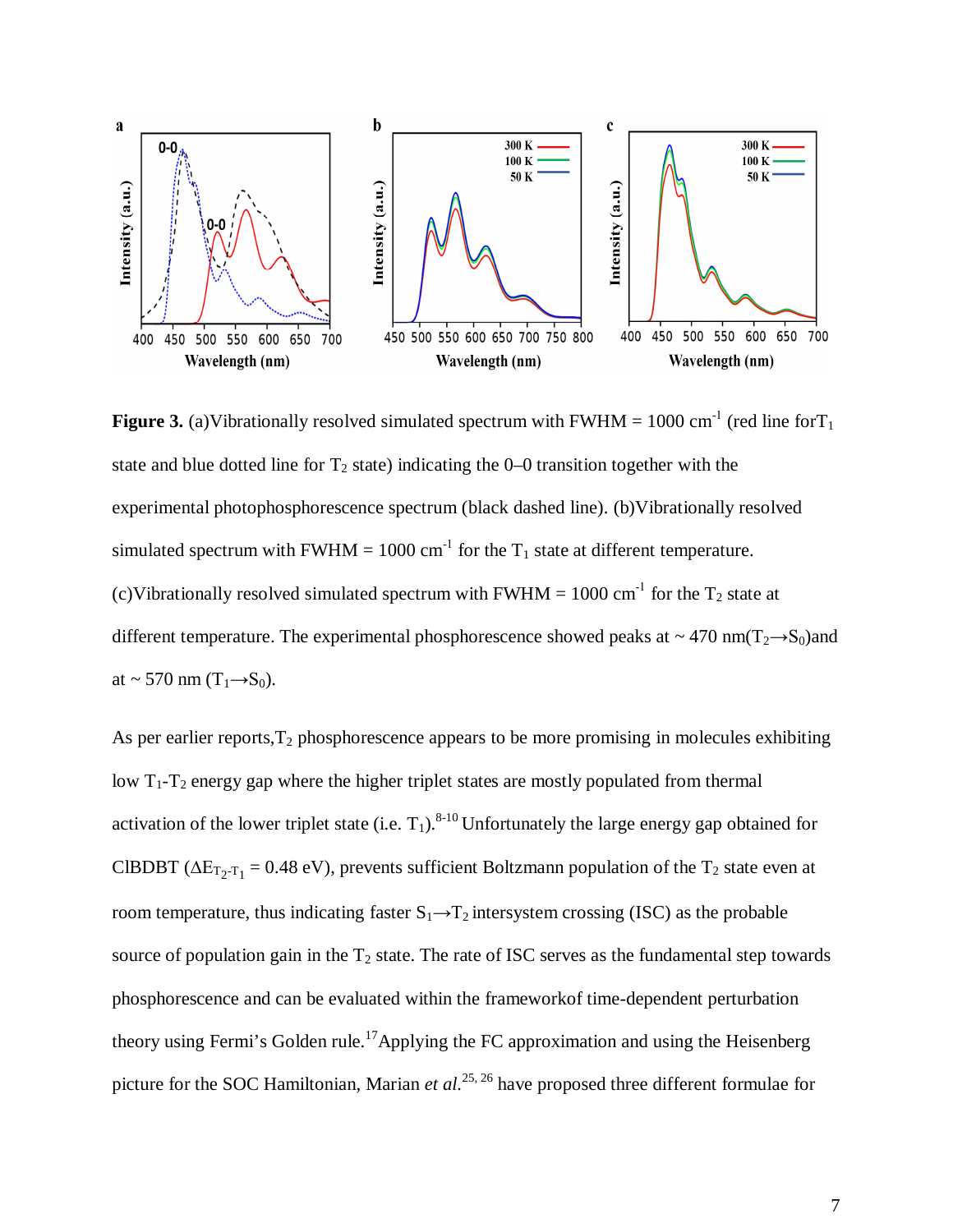**Figure 3.** (a)Vibrationally resolved simulated spectrum with FWHM = 1000 cm$^{-1}$ (red line for $T_1$ state and blue dotted line for $T_2$ state) indicating the 0–0 transition together with the experimental photophosphorescence spectrum (black dashed line). (b)Vibrationally resolved simulated spectrum with FWHM = 1000 cm$^{-1}$ for the $T_1$ state at different temperature. (c)Vibrationally resolved simulated spectrum with FWHM = 1000 cm$^{-1}$ for the $T_2$ state at different temperature. The experimental phosphorescence showed peaks at ~ 470 nm($T_2 \rightarrow S_0$)and at ~ 570 nm ($T_1 \rightarrow S_0$).

As per earlier reports,$T_2$ phosphorescence appears to be more promising in molecules exhibiting low $T_1$-$T_2$ energy gap where the higher triplet states are mostly populated from thermal activation of the lower triplet state (i.e. $T_1$).[8-10] Unfortunately the large energy gap obtained for ClBDBT ($\Delta E_{T_2\text{-}T_1}$ = 0.48 eV), prevents sufficient Boltzmann population of the $T_2$ state even at room temperature, thus indicating faster $S_1 \rightarrow T_2$ intersystem crossing (ISC) as the probable source of population gain in the $T_2$ state. The rate of ISC serves as the fundamental step towards phosphorescence and can be evaluated within the frameworkof time-dependent perturbation theory using Fermi's Golden rule.[17]Applying the FC approximation and using the Heisenberg picture for the SOC Hamiltonian, Marian *et al.*[25, 26] have proposed three different formulae for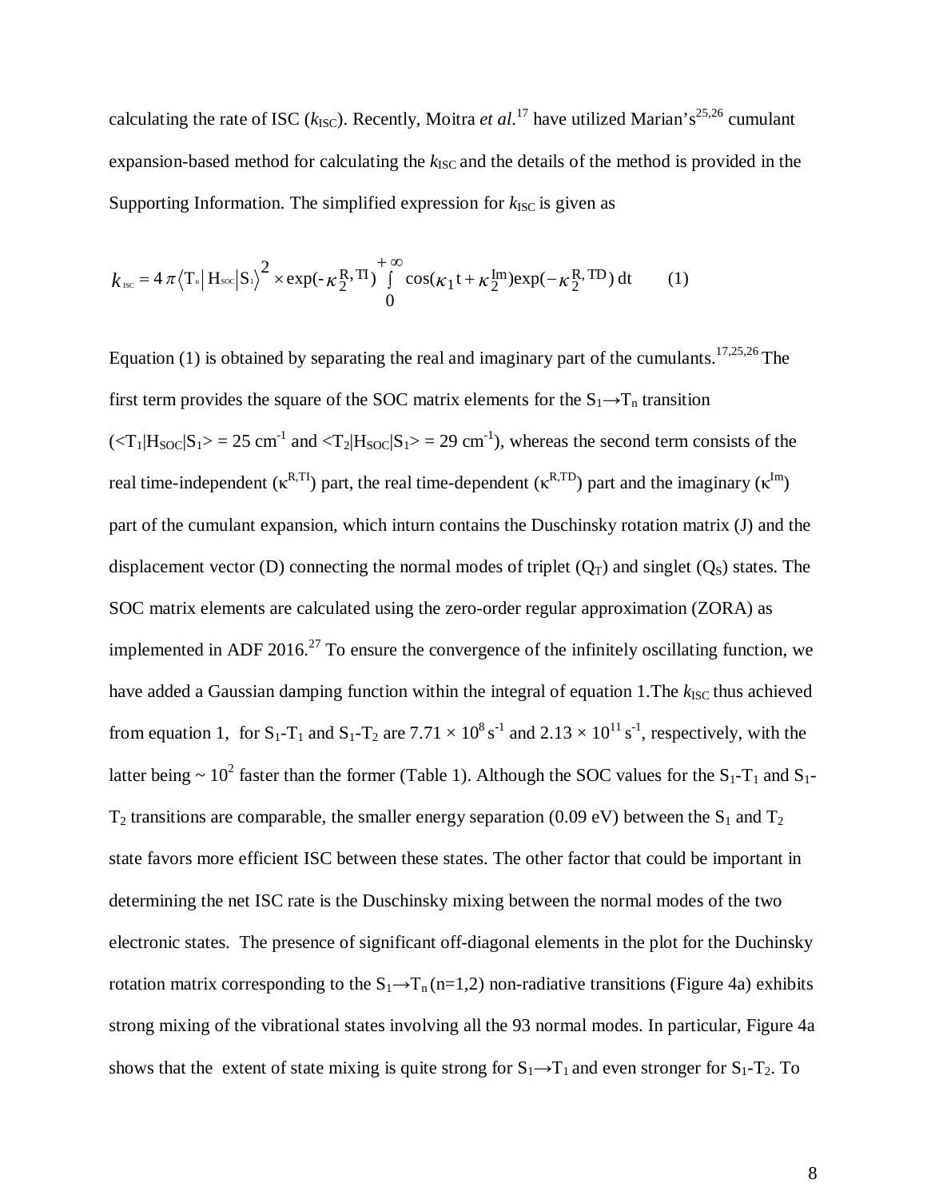calculating the rate of ISC ($k_{ISC}$). Recently, Moitra *et al*.[17] have utilized Marian's[25,26] cumulant expansion-based method for calculating the $k_{ISC}$ and the details of the method is provided in the Supporting Information. The simplified expression for $k_{ISC}$ is given as

$$k_{ISC} = 4\pi \left\langle \mathrm{T_n} \right| \mathrm{H_{SOC}} \left| \mathrm{S_1} \right\rangle^2 \times \exp(-\kappa_2^{R,TI}) \int_0^{+\infty} \cos(\kappa_1 t + \kappa_2^{Im}) \exp(-\kappa_2^{R,TD})\, dt \qquad (1)$$

Equation (1) is obtained by separating the real and imaginary part of the cumulants.[17,25,26] The first term provides the square of the SOC matrix elements for the $S_1 \rightarrow T_n$ transition ($<T_1|H_{SOC}|S_1> = 25$ cm$^{-1}$ and $<T_2|H_{SOC}|S_1> = 29$ cm$^{-1}$), whereas the second term consists of the real time-independent ($\kappa^{R,TI}$) part, the real time-dependent ($\kappa^{R,TD}$) part and the imaginary ($\kappa^{Im}$) part of the cumulant expansion, which inturn contains the Duschinsky rotation matrix (J) and the displacement vector (D) connecting the normal modes of triplet ($Q_T$) and singlet ($Q_S$) states. The SOC matrix elements are calculated using the zero-order regular approximation (ZORA) as implemented in ADF 2016.[27] To ensure the convergence of the infinitely oscillating function, we have added a Gaussian damping function within the integral of equation 1.The $k_{ISC}$ thus achieved from equation 1, for $S_1$-$T_1$ and $S_1$-$T_2$ are $7.71 \times 10^8$ s$^{-1}$ and $2.13 \times 10^{11}$ s$^{-1}$, respectively, with the latter being ~ $10^2$ faster than the former (Table 1). Although the SOC values for the $S_1$-$T_1$ and $S_1$-$T_2$ transitions are comparable, the smaller energy separation (0.09 eV) between the $S_1$ and $T_2$ state favors more efficient ISC between these states. The other factor that could be important in determining the net ISC rate is the Duschinsky mixing between the normal modes of the two electronic states. The presence of significant off-diagonal elements in the plot for the Duchinsky rotation matrix corresponding to the $S_1 \rightarrow T_n$ (n=1,2) non-radiative transitions (Figure 4a) exhibits strong mixing of the vibrational states involving all the 93 normal modes. In particular, Figure 4a shows that the extent of state mixing is quite strong for $S_1 \rightarrow T_1$ and even stronger for $S_1$-$T_2$. To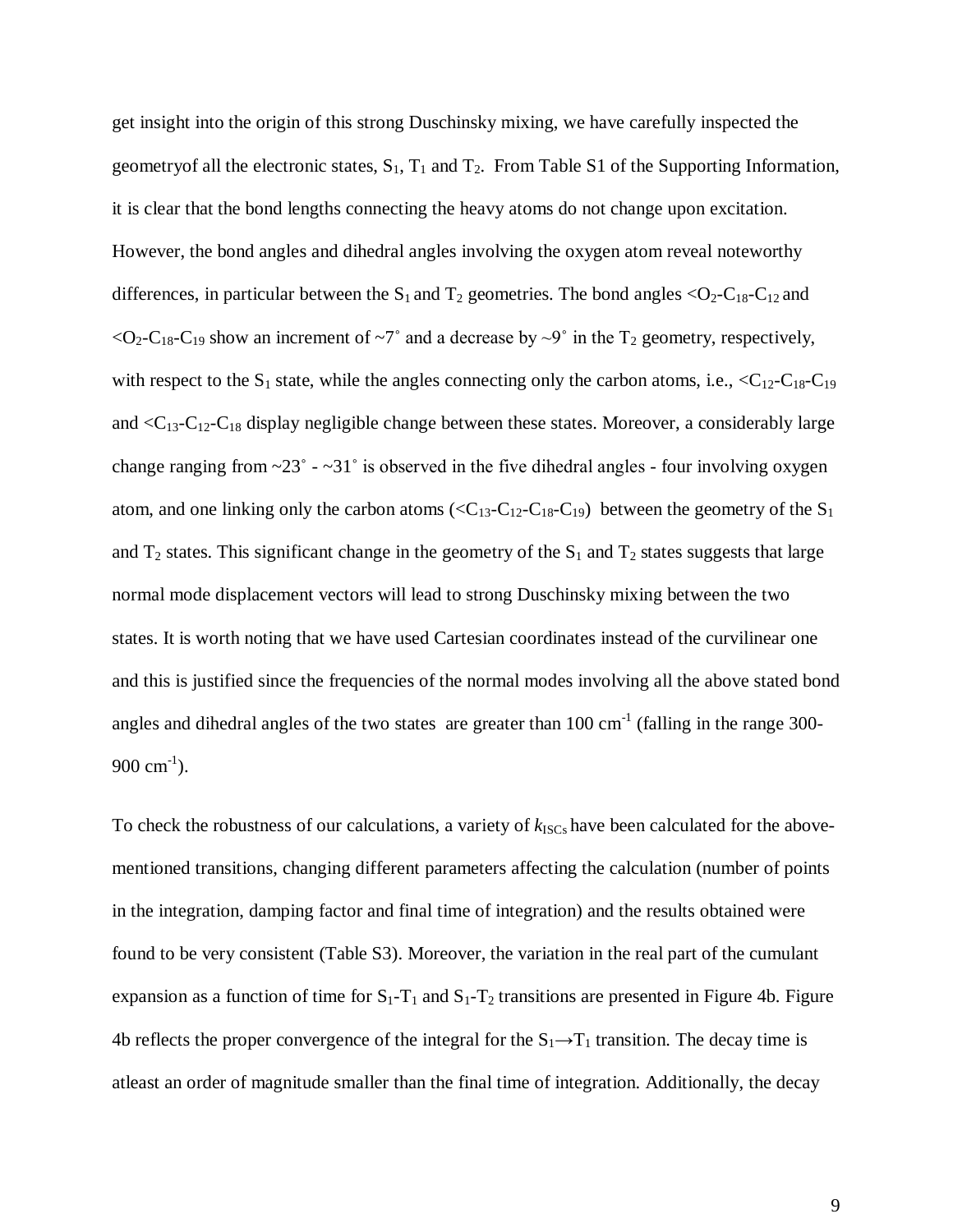get insight into the origin of this strong Duschinsky mixing, we have carefully inspected the geometryof all the electronic states, $S_1$, $T_1$ and $T_2$. From Table S1 of the Supporting Information, it is clear that the bond lengths connecting the heavy atoms do not change upon excitation. However, the bond angles and dihedral angles involving the oxygen atom reveal noteworthy differences, in particular between the $S_1$ and $T_2$ geometries. The bond angles $<O_2$-$C_{18}$-$C_{12}$ and $<O_2$-$C_{18}$-$C_{19}$ show an increment of ~7˚ and a decrease by ~9˚ in the $T_2$ geometry, respectively, with respect to the $S_1$ state, while the angles connecting only the carbon atoms, i.e., $<C_{12}$-$C_{18}$-$C_{19}$ and $<C_{13}$-$C_{12}$-$C_{18}$ display negligible change between these states. Moreover, a considerably large change ranging from ~23˚ - ~31˚ is observed in the five dihedral angles - four involving oxygen atom, and one linking only the carbon atoms ($<C_{13}$-$C_{12}$-$C_{18}$-$C_{19}$) between the geometry of the $S_1$ and $T_2$ states. This significant change in the geometry of the $S_1$ and $T_2$ states suggests that large normal mode displacement vectors will lead to strong Duschinsky mixing between the two states. It is worth noting that we have used Cartesian coordinates instead of the curvilinear one and this is justified since the frequencies of the normal modes involving all the above stated bond angles and dihedral angles of the two states are greater than 100 $cm^{-1}$ (falling in the range 300-900 $cm^{-1}$).

To check the robustness of our calculations, a variety of $k_{ISCs}$ have been calculated for the above-mentioned transitions, changing different parameters affecting the calculation (number of points in the integration, damping factor and final time of integration) and the results obtained were found to be very consistent (Table S3). Moreover, the variation in the real part of the cumulant expansion as a function of time for $S_1$-$T_1$ and $S_1$-$T_2$ transitions are presented in Figure 4b. Figure 4b reflects the proper convergence of the integral for the $S_1 \rightarrow T_1$ transition. The decay time is atleast an order of magnitude smaller than the final time of integration. Additionally, the decay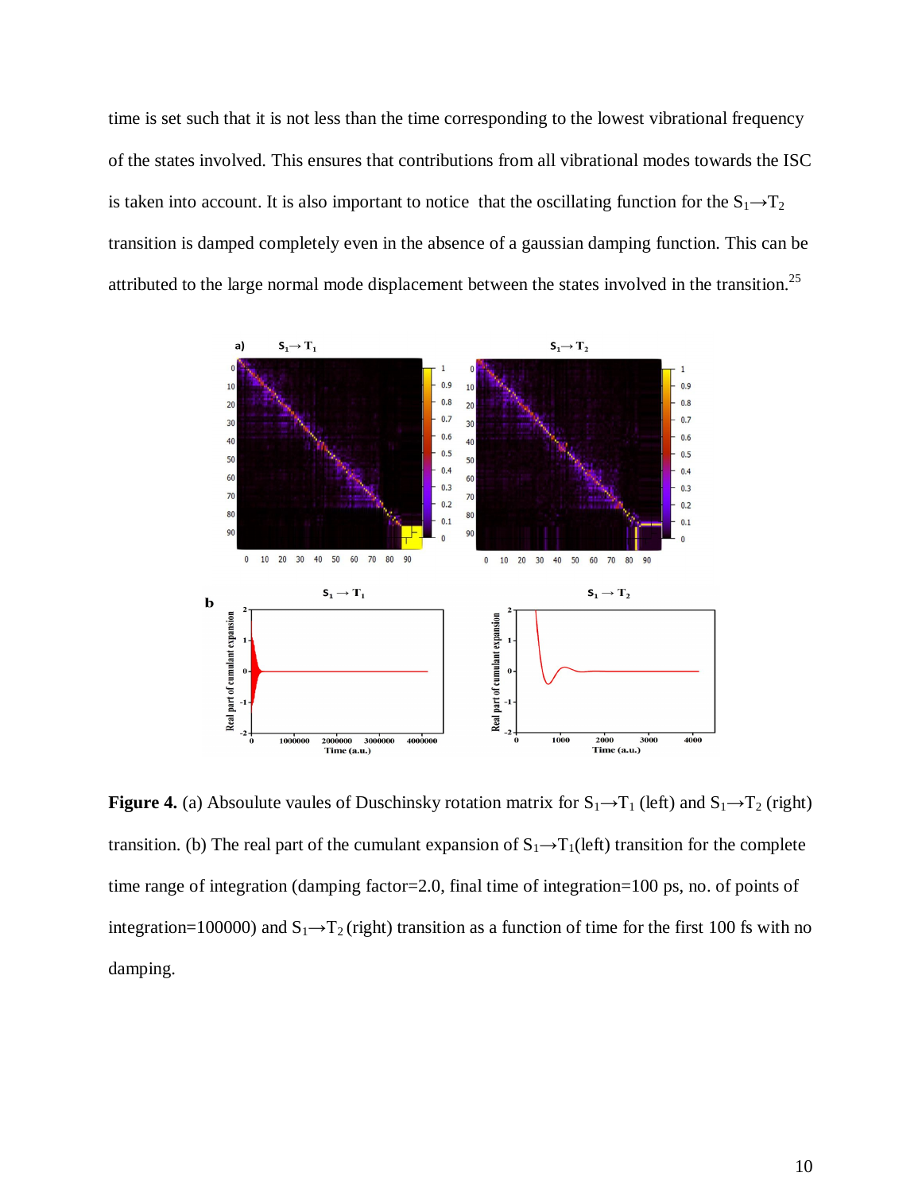time is set such that it is not less than the time corresponding to the lowest vibrational frequency of the states involved. This ensures that contributions from all vibrational modes towards the ISC is taken into account. It is also important to notice that the oscillating function for the $S_1 \rightarrow T_2$ transition is damped completely even in the absence of a gaussian damping function. This can be attributed to the large normal mode displacement between the states involved in the transition.[25]

**Figure 4.** (a) Absoulute vaules of Duschinsky rotation matrix for $S_1 \rightarrow T_1$ (left) and $S_1 \rightarrow T_2$ (right) transition. (b) The real part of the cumulant expansion of $S_1 \rightarrow T_1$(left) transition for the complete time range of integration (damping factor=2.0, final time of integration=100 ps, no. of points of integration=100000) and $S_1 \rightarrow T_2$ (right) transition as a function of time for the first 100 fs with no damping.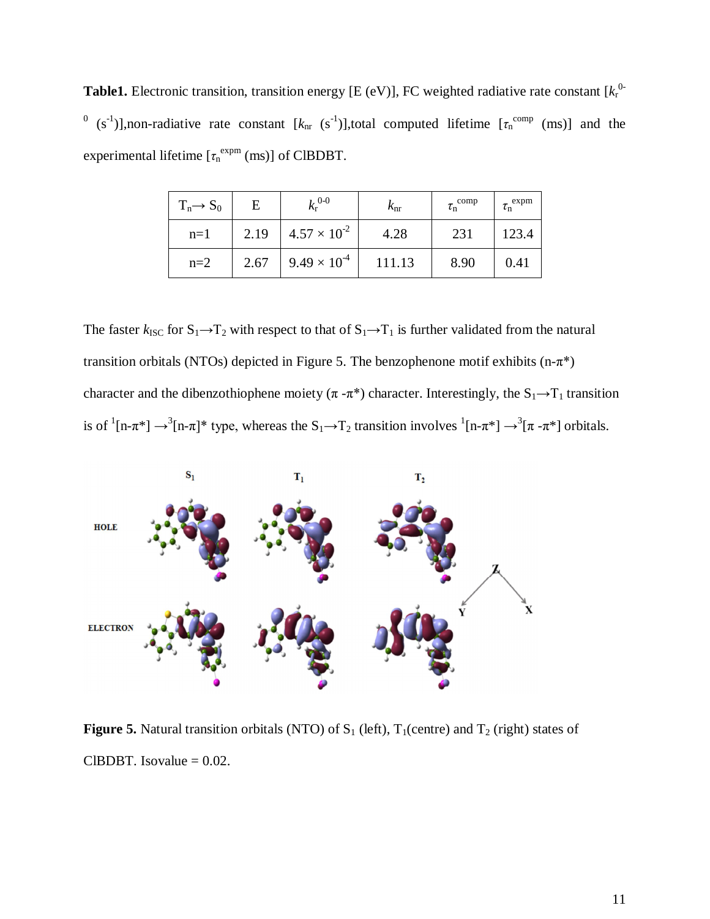**Table1.** Electronic transition, transition energy [E (eV)], FC weighted radiative rate constant [$k_r^{0-0}$ ($s^{-1}$)],non-radiative rate constant [$k_{nr}$ ($s^{-1}$)],total computed lifetime [$\tau_n^{comp}$ (ms)] and the experimental lifetime [$\tau_n^{expm}$ (ms)] of ClBDBT.

| $T_n \rightarrow S_0$ | E | $k_r^{0-0}$ | $k_{nr}$ | $\tau_n^{comp}$ | $\tau_n^{expm}$ |
|---|---|---|---|---|---|
| n=1 | 2.19 | $4.57 \times 10^{-2}$ | 4.28 | 231 | 123.4 |
| n=2 | 2.67 | $9.49 \times 10^{-4}$ | 111.13 | 8.90 | 0.41 |

The faster $k_{ISC}$ for $S_1 \rightarrow T_2$ with respect to that of $S_1 \rightarrow T_1$ is further validated from the natural transition orbitals (NTOs) depicted in Figure 5. The benzophenone motif exhibits (n-π*) character and the dibenzothiophene moiety (π -π*) character. Interestingly, the $S_1 \rightarrow T_1$ transition is of $^1$[n-π*] $\rightarrow$ $^3$[n-π]* type, whereas the $S_1 \rightarrow T_2$ transition involves $^1$[n-π*] $\rightarrow$ $^3$[π -π*] orbitals.

**Figure 5.** Natural transition orbitals (NTO) of $S_1$ (left), $T_1$(centre) and $T_2$ (right) states of ClBDBT. Isovalue = 0.02.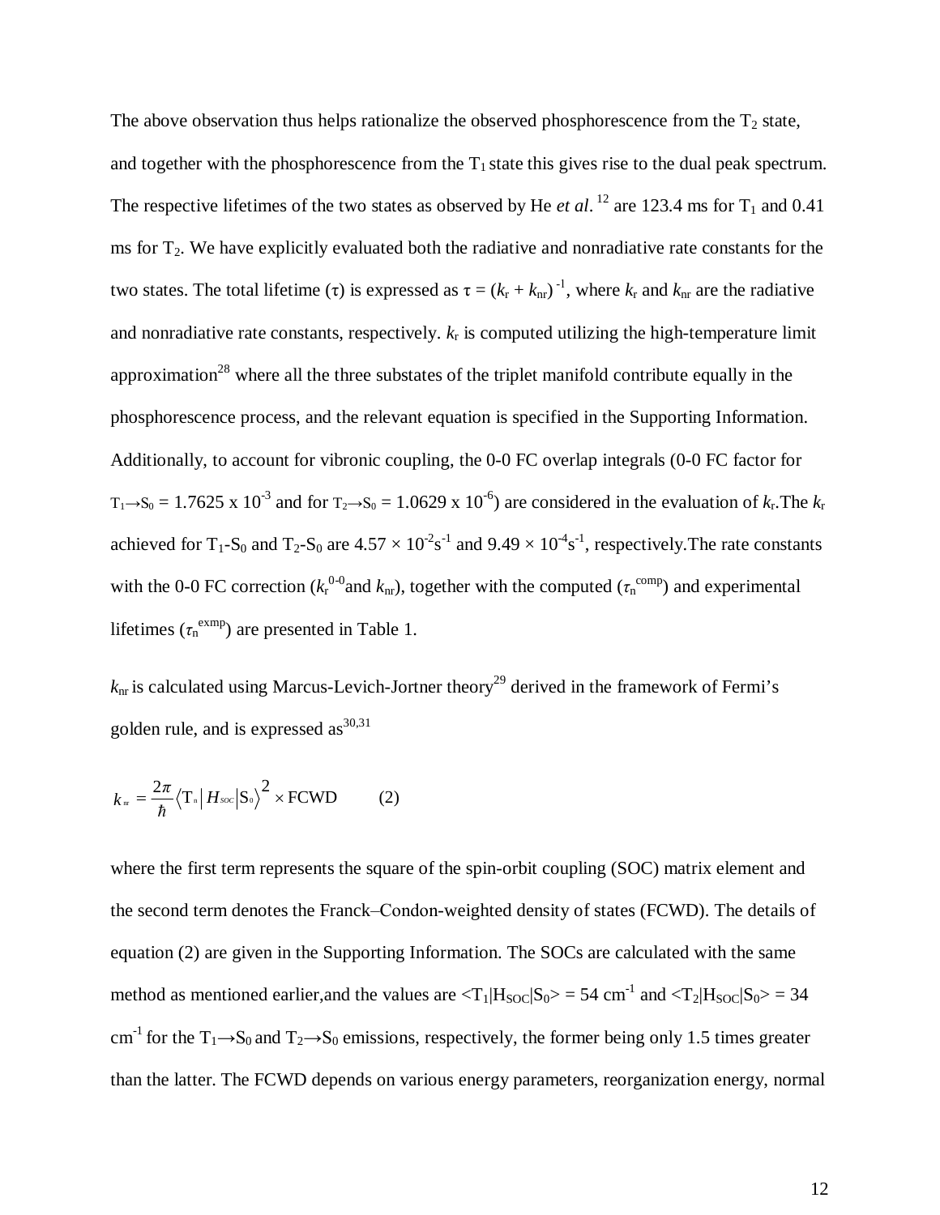The above observation thus helps rationalize the observed phosphorescence from the $T_2$ state, and together with the phosphorescence from the $T_1$ state this gives rise to the dual peak spectrum. The respective lifetimes of the two states as observed by He *et al*. [12] are 123.4 ms for $T_1$ and 0.41 ms for $T_2$. We have explicitly evaluated both the radiative and nonradiative rate constants for the two states. The total lifetime ($\tau$) is expressed as $\tau = (k_r + k_{nr})^{-1}$, where $k_r$ and $k_{nr}$ are the radiative and nonradiative rate constants, respectively. $k_r$ is computed utilizing the high-temperature limit approximation[28] where all the three substates of the triplet manifold contribute equally in the phosphorescence process, and the relevant equation is specified in the Supporting Information. Additionally, to account for vibronic coupling, the 0-0 FC overlap integrals (0-0 FC factor for $T_1 \rightarrow S_0$ = 1.7625 x $10^{-3}$ and for $T_2 \rightarrow S_0$ = 1.0629 x $10^{-6}$) are considered in the evaluation of $k_r$.The $k_r$ achieved for $T_1$-$S_0$ and $T_2$-$S_0$ are $4.57 \times 10^{-2} s^{-1}$ and $9.49 \times 10^{-4} s^{-1}$, respectively.The rate constants with the 0-0 FC correction ($k_r^{0\text{-}0}$and $k_{nr}$), together with the computed ($\tau_n^{comp}$) and experimental lifetimes ($\tau_n^{exmp}$) are presented in Table 1.

$k_{nr}$ is calculated using Marcus-Levich-Jortner theory[29] derived in the framework of Fermi's golden rule, and is expressed as[30,31]

$$k_{nr} = \frac{2\pi}{\hbar} \langle T_n | H_{SOC} | S_0 \rangle^2 \times \text{FCWD} \qquad (2)$$

where the first term represents the square of the spin-orbit coupling (SOC) matrix element and the second term denotes the Franck–Condon-weighted density of states (FCWD). The details of equation (2) are given in the Supporting Information. The SOCs are calculated with the same method as mentioned earlier,and the values are $\langle T_1|H_{SOC}|S_0\rangle$ = 54 $cm^{-1}$ and $\langle T_2|H_{SOC}|S_0\rangle$ = 34 $cm^{-1}$ for the $T_1 \rightarrow S_0$ and $T_2 \rightarrow S_0$ emissions, respectively, the former being only 1.5 times greater than the latter. The FCWD depends on various energy parameters, reorganization energy, normal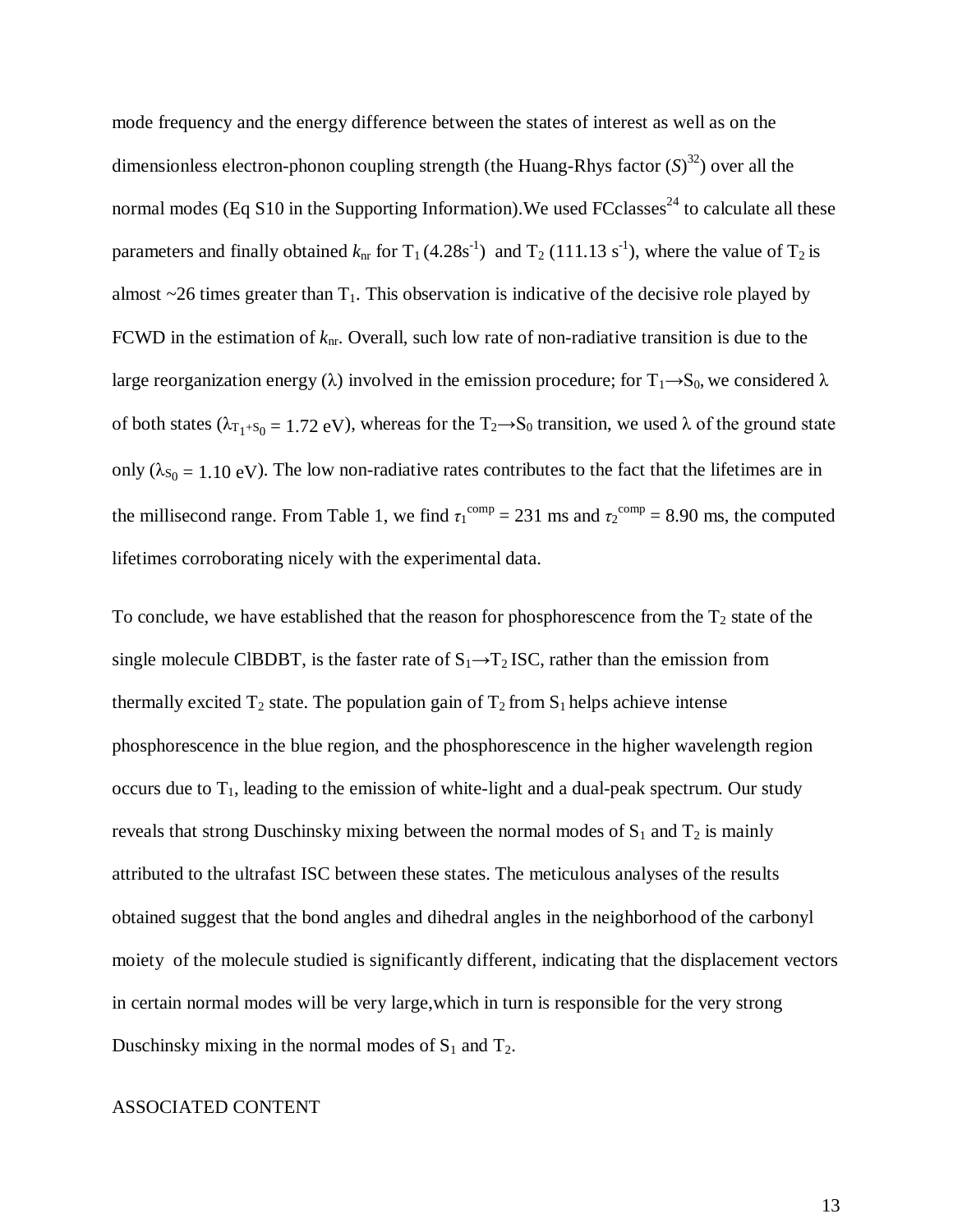mode frequency and the energy difference between the states of interest as well as on the dimensionless electron-phonon coupling strength (the Huang-Rhys factor ($S$)[32]) over all the normal modes (Eq S10 in the Supporting Information).We used FCclasses[24] to calculate all these parameters and finally obtained $k_{nr}$ for $T_1$ ($4.28 s^{-1}$) and $T_2$ ($111.13 s^{-1}$), where the value of $T_2$ is almost ~26 times greater than $T_1$. This observation is indicative of the decisive role played by FCWD in the estimation of $k_{nr}$. Overall, such low rate of non-radiative transition is due to the large reorganization energy ($\lambda$) involved in the emission procedure; for $T_1 \rightarrow S_0$, we considered $\lambda$ of both states ($\lambda_{T_1+S_0} = 1.72$ eV), whereas for the $T_2 \rightarrow S_0$ transition, we used $\lambda$ of the ground state only ($\lambda_{S_0} = 1.10$ eV). The low non-radiative rates contributes to the fact that the lifetimes are in the millisecond range. From Table 1, we find $\tau_1^{comp} = 231$ ms and $\tau_2^{comp} = 8.90$ ms, the computed lifetimes corroborating nicely with the experimental data.

To conclude, we have established that the reason for phosphorescence from the $T_2$ state of the single molecule ClBDBT, is the faster rate of $S_1 \rightarrow T_2$ ISC, rather than the emission from thermally excited $T_2$ state. The population gain of $T_2$ from $S_1$ helps achieve intense phosphorescence in the blue region, and the phosphorescence in the higher wavelength region occurs due to $T_1$, leading to the emission of white-light and a dual-peak spectrum. Our study reveals that strong Duschinsky mixing between the normal modes of $S_1$ and $T_2$ is mainly attributed to the ultrafast ISC between these states. The meticulous analyses of the results obtained suggest that the bond angles and dihedral angles in the neighborhood of the carbonyl moiety of the molecule studied is significantly different, indicating that the displacement vectors in certain normal modes will be very large,which in turn is responsible for the very strong Duschinsky mixing in the normal modes of $S_1$ and $T_2$.

ASSOCIATED CONTENT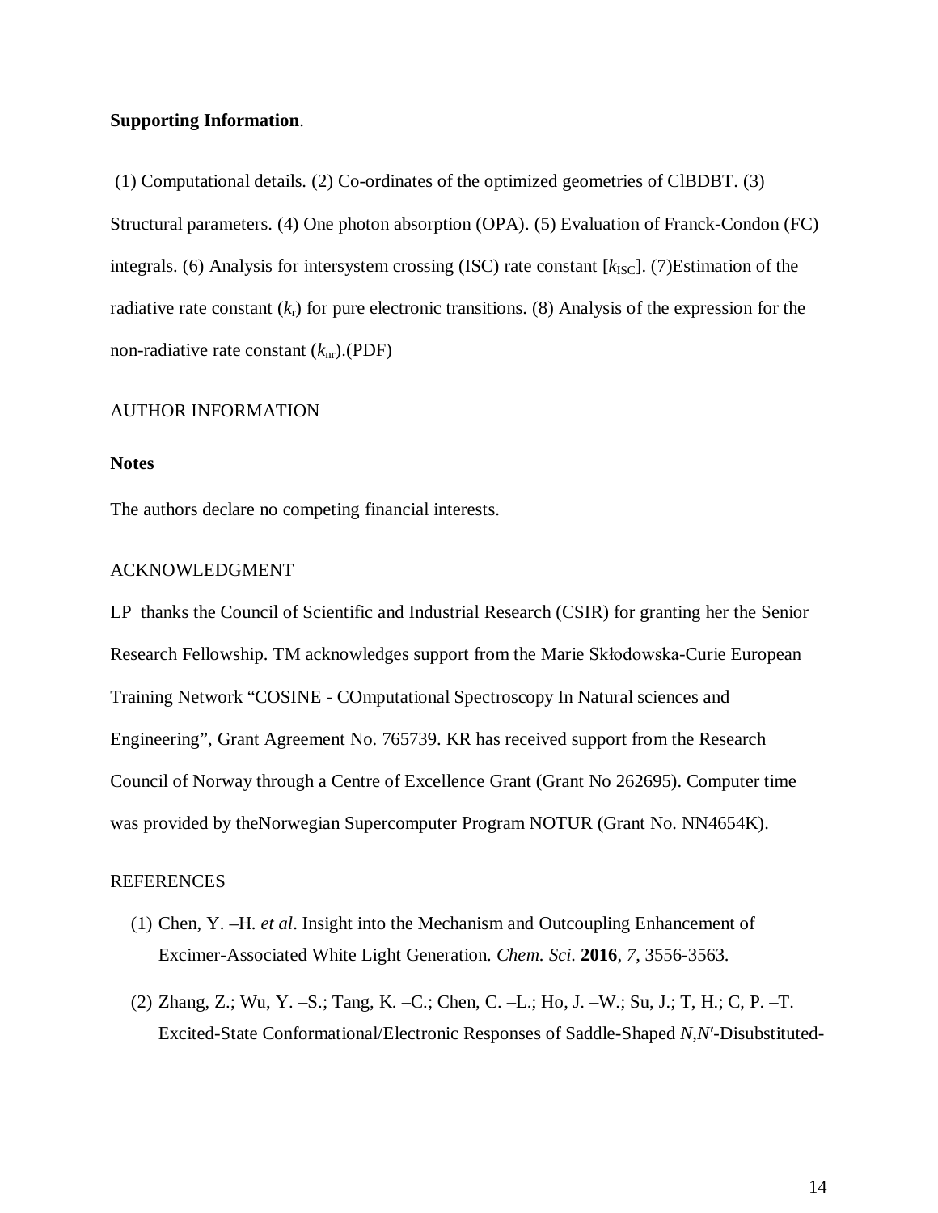**Supporting Information**.

(1) Computational details. (2) Co-ordinates of the optimized geometries of ClBDBT. (3) Structural parameters. (4) One photon absorption (OPA). (5) Evaluation of Franck-Condon (FC) integrals. (6) Analysis for intersystem crossing (ISC) rate constant [$k_{ISC}$]. (7)Estimation of the radiative rate constant ($k_r$) for pure electronic transitions. (8) Analysis of the expression for the non-radiative rate constant ($k_{nr}$).(PDF)

AUTHOR INFORMATION

**Notes**

The authors declare no competing financial interests.

ACKNOWLEDGMENT

LP thanks the Council of Scientific and Industrial Research (CSIR) for granting her the Senior Research Fellowship. TM acknowledges support from the Marie Skłodowska-Curie European Training Network "COSINE - COmputational Spectroscopy In Natural sciences and Engineering", Grant Agreement No. 765739. KR has received support from the Research Council of Norway through a Centre of Excellence Grant (Grant No 262695). Computer time was provided by theNorwegian Supercomputer Program NOTUR (Grant No. NN4654K).

REFERENCES

(1) Chen, Y. –H. *et al*. Insight into the Mechanism and Outcoupling Enhancement of Excimer-Associated White Light Generation. *Chem. Sci.* **2016**, *7*, 3556-3563.

(2) Zhang, Z.; Wu, Y. –S.; Tang, K. –C.; Chen, C. –L.; Ho, J. –W.; Su, J.; T, H.; C, P. –T. Excited-State Conformational/Electronic Responses of Saddle-Shaped *N*,*N*′-Disubstituted-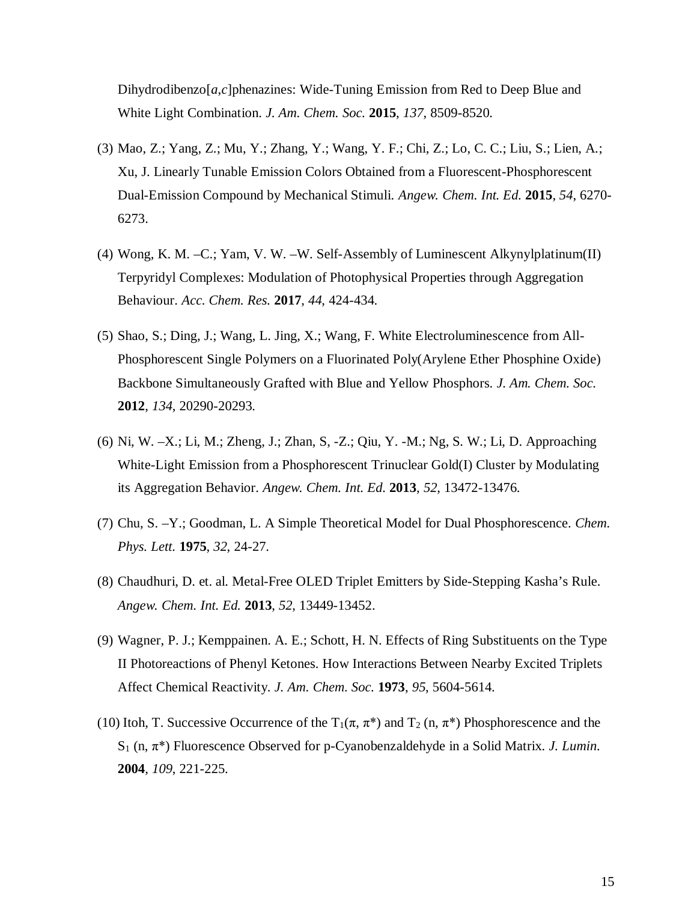Dihydrodibenzo[*a,c*]phenazines: Wide-Tuning Emission from Red to Deep Blue and White Light Combination. *J. Am. Chem. Soc.* **2015**, *137*, 8509-8520.

(3) Mao, Z.; Yang, Z.; Mu, Y.; Zhang, Y.; Wang, Y. F.; Chi, Z.; Lo, C. C.; Liu, S.; Lien, A.; Xu, J. Linearly Tunable Emission Colors Obtained from a Fluorescent-Phosphorescent Dual-Emission Compound by Mechanical Stimuli. *Angew. Chem. Int. Ed.* **2015**, *54*, 6270-6273.

(4) Wong, K. M. –C.; Yam, V. W. –W. Self-Assembly of Luminescent Alkynylplatinum(II) Terpyridyl Complexes: Modulation of Photophysical Properties through Aggregation Behaviour. *Acc. Chem. Res.* **2017**, *44*, 424-434.

(5) Shao, S.; Ding, J.; Wang, L. Jing, X.; Wang, F. White Electroluminescence from All-Phosphorescent Single Polymers on a Fluorinated Poly(Arylene Ether Phosphine Oxide) Backbone Simultaneously Grafted with Blue and Yellow Phosphors. *J. Am. Chem. Soc.* **2012**, *134*, 20290-20293.

(6) Ni, W. –X.; Li, M.; Zheng, J.; Zhan, S, -Z.; Qiu, Y. -M.; Ng, S. W.; Li, D. Approaching White-Light Emission from a Phosphorescent Trinuclear Gold(I) Cluster by Modulating its Aggregation Behavior. *Angew. Chem. Int. Ed.* **2013**, *52*, 13472-13476.

(7) Chu, S. –Y.; Goodman, L. A Simple Theoretical Model for Dual Phosphorescence. *Chem. Phys. Lett.* **1975**, *32*, 24-27.

(8) Chaudhuri, D. et. al. Metal-Free OLED Triplet Emitters by Side-Stepping Kasha's Rule. *Angew. Chem. Int. Ed.* **2013**, *52*, 13449-13452.

(9) Wagner, P. J.; Kemppainen. A. E.; Schott, H. N. Effects of Ring Substituents on the Type II Photoreactions of Phenyl Ketones. How Interactions Between Nearby Excited Triplets Affect Chemical Reactivity. *J. Am. Chem. Soc.* **1973**, *95*, 5604-5614.

(10) Itoh, T. Successive Occurrence of the $T_1(\pi, \pi^*)$ and $T_2$ (n, $\pi^*$) Phosphorescence and the $S_1$ (n, $\pi^*$) Fluorescence Observed for p-Cyanobenzaldehyde in a Solid Matrix. *J. Lumin.* **2004**, *109*, 221-225.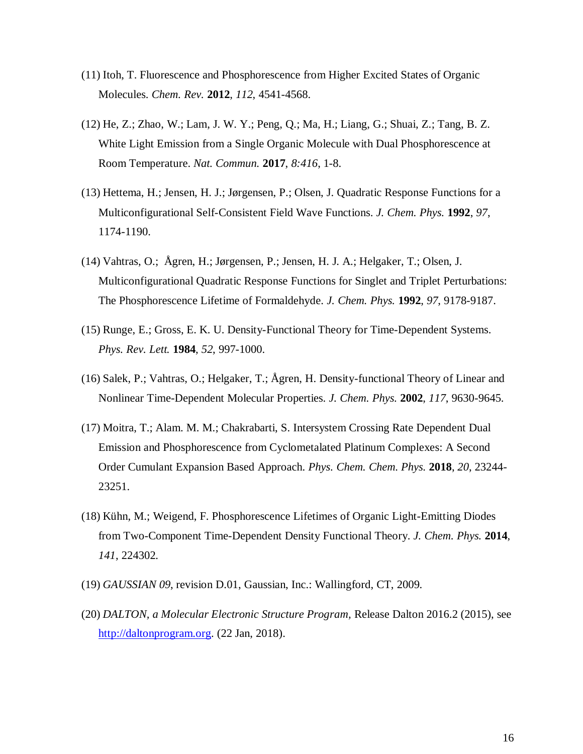(11) Itoh, T. Fluorescence and Phosphorescence from Higher Excited States of Organic Molecules. *Chem. Rev.* **2012**, *112*, 4541-4568.

(12) He, Z.; Zhao, W.; Lam, J. W. Y.; Peng, Q.; Ma, H.; Liang, G.; Shuai, Z.; Tang, B. Z. White Light Emission from a Single Organic Molecule with Dual Phosphorescence at Room Temperature. *Nat. Commun.* **2017**, *8:416*, 1-8.

(13) Hettema, H.; Jensen, H. J.; Jørgensen, P.; Olsen, J. Quadratic Response Functions for a Multiconfigurational Self-Consistent Field Wave Functions. *J. Chem. Phys.* **1992**, *97*, 1174-1190.

(14) Vahtras, O.; Ågren, H.; Jørgensen, P.; Jensen, H. J. A.; Helgaker, T.; Olsen, J. Multiconfigurational Quadratic Response Functions for Singlet and Triplet Perturbations: The Phosphorescence Lifetime of Formaldehyde. *J. Chem. Phys.* **1992**, *97*, 9178-9187.

(15) Runge, E.; Gross, E. K. U. Density-Functional Theory for Time-Dependent Systems. *Phys. Rev. Lett.* **1984**, *52*, 997-1000.

(16) Salek, P.; Vahtras, O.; Helgaker, T.; Ågren, H. Density-functional Theory of Linear and Nonlinear Time-Dependent Molecular Properties. *J. Chem. Phys.* **2002**, *117*, 9630-9645.

(17) Moitra, T.; Alam. M. M.; Chakrabarti, S. Intersystem Crossing Rate Dependent Dual Emission and Phosphorescence from Cyclometalated Platinum Complexes: A Second Order Cumulant Expansion Based Approach. *Phys. Chem. Chem. Phys.* **2018**, *20*, 23244-23251.

(18) Kühn, M.; Weigend, F. Phosphorescence Lifetimes of Organic Light-Emitting Diodes from Two-Component Time-Dependent Density Functional Theory. *J. Chem. Phys.* **2014**, *141*, 224302.

(19) *GAUSSIAN 09*, revision D.01, Gaussian, Inc.: Wallingford, CT, 2009.

(20) *DALTON, a Molecular Electronic Structure Program,* Release Dalton 2016.2 (2015), see http://daltonprogram.org. (22 Jan, 2018).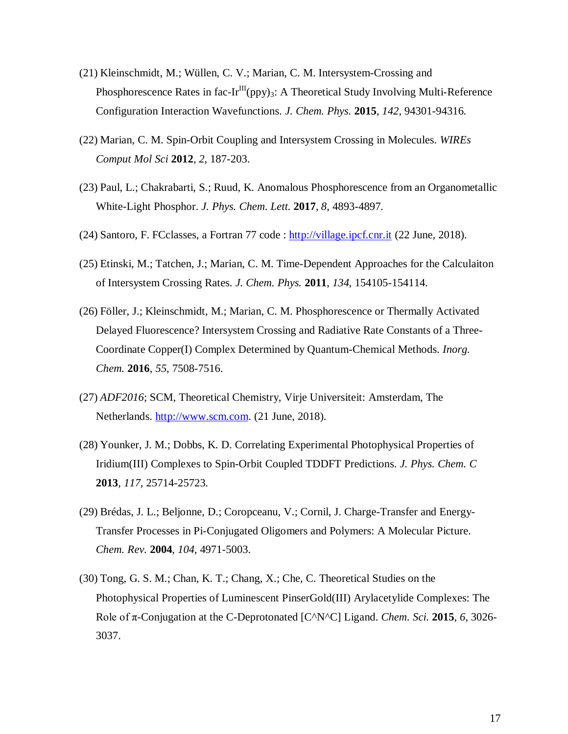(21) Kleinschmidt, M.; Wüllen, C. V.; Marian, C. M. Intersystem-Crossing and Phosphorescence Rates in fac-$Ir^{III}(ppy)_3$: A Theoretical Study Involving Multi-Reference Configuration Interaction Wavefunctions. *J. Chem. Phys.* **2015**, *142*, 94301-94316.

(22) Marian, C. M. Spin-Orbit Coupling and Intersystem Crossing in Molecules. *WIREs Comput Mol Sci* **2012**, *2*, 187-203.

(23) Paul, L.; Chakrabarti, S.; Ruud, K. Anomalous Phosphorescence from an Organometallic White-Light Phosphor. *J. Phys. Chem. Lett.* **2017**, *8*, 4893-4897.

(24) Santoro, F. FCclasses, a Fortran 77 code : http://village.ipcf.cnr.it (22 June, 2018).

(25) Etinski, M.; Tatchen, J.; Marian, C. M. Time-Dependent Approaches for the Calculaiton of Intersystem Crossing Rates. *J. Chem. Phys.* **2011**, *134*, 154105-154114.

(26) Föller, J.; Kleinschmidt, M.; Marian, C. M. Phosphorescence or Thermally Activated Delayed Fluorescence? Intersystem Crossing and Radiative Rate Constants of a Three-Coordinate Copper(I) Complex Determined by Quantum-Chemical Methods. *Inorg. Chem.* **2016**, *55*, 7508-7516.

(27) *ADF2016*; SCM, Theoretical Chemistry, Virje Universiteit: Amsterdam, The Netherlands. http://www.scm.com. (21 June, 2018).

(28) Younker, J. M.; Dobbs, K. D. Correlating Experimental Photophysical Properties of Iridium(III) Complexes to Spin-Orbit Coupled TDDFT Predictions. *J. Phys. Chem. C* **2013**, *117*, 25714-25723.

(29) Brédas, J. L.; Beljonne, D.; Coropceanu, V.; Cornil, J. Charge-Transfer and Energy-Transfer Processes in Pi-Conjugated Oligomers and Polymers: A Molecular Picture. *Chem. Rev.* **2004**, *104*, 4971-5003.

(30) Tong, G. S. M.; Chan, K. T.; Chang, X.; Che, C. Theoretical Studies on the Photophysical Properties of Luminescent PinserGold(III) Arylacetylide Complexes: The Role of π-Conjugation at the C-Deprotonated [C^N^C] Ligand. *Chem. Sci.* **2015**, *6*, 3026-3037.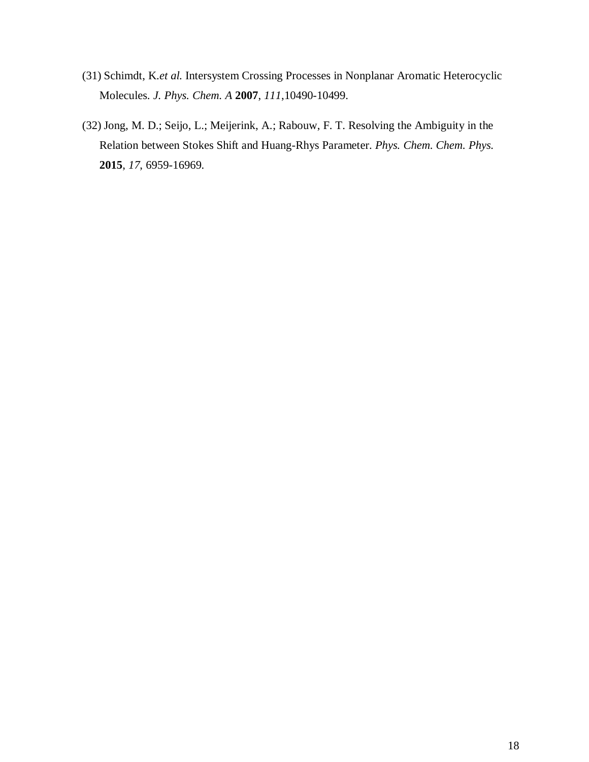(31) Schimdt, K.*et al.* Intersystem Crossing Processes in Nonplanar Aromatic Heterocyclic Molecules. *J. Phys. Chem. A* **2007**, *111*,10490-10499.

(32) Jong, M. D.; Seijo, L.; Meijerink, A.; Rabouw, F. T. Resolving the Ambiguity in the Relation between Stokes Shift and Huang-Rhys Parameter. *Phys. Chem. Chem. Phys.* **2015**, *17*, 6959-16969.